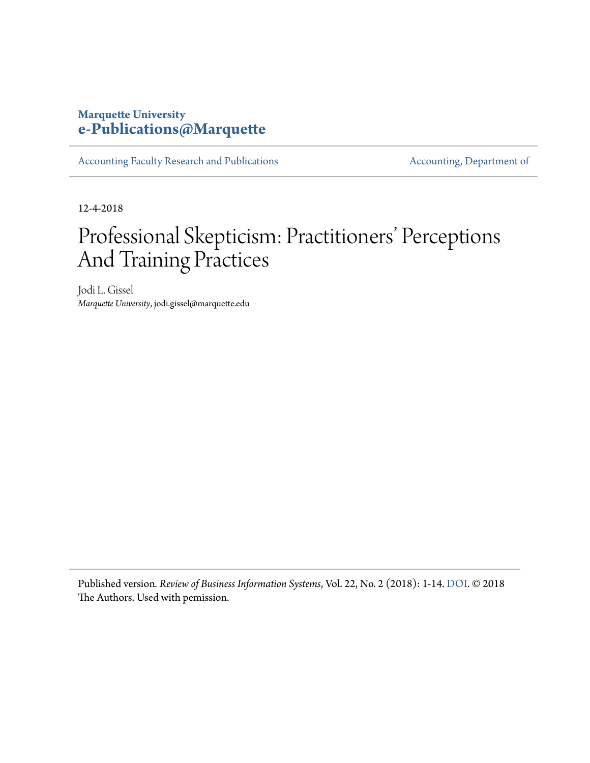Marquette University
**e-Publications@Marquette**

Accounting Faculty Research and Publications | Accounting, Department of

12-4-2018

# Professional Skepticism: Practitioners' Perceptions And Training Practices

Jodi L. Gissel
*Marquette University*, jodi.gissel@marquette.edu

Published version. *Review of Business Information Systems*, Vol. 22, No. 2 (2018): 1-14. DOI. © 2018 The Authors. Used with pemission.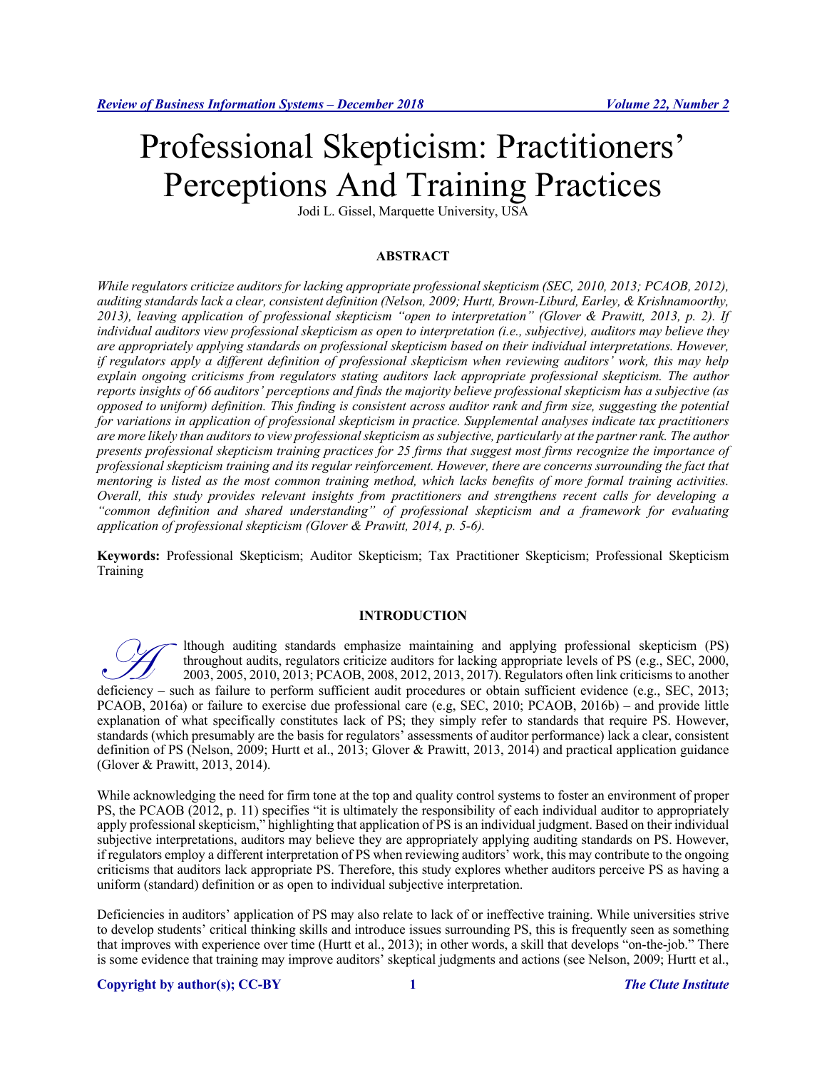# Professional Skepticism: Practitioners' Perceptions And Training Practices

Jodi L. Gissel, Marquette University, USA

## ABSTRACT

*While regulators criticize auditors for lacking appropriate professional skepticism (SEC, 2010, 2013; PCAOB, 2012), auditing standards lack a clear, consistent definition (Nelson, 2009; Hurtt, Brown-Liburd, Earley, & Krishnamoorthy, 2013), leaving application of professional skepticism "open to interpretation" (Glover & Prawitt, 2013, p. 2). If individual auditors view professional skepticism as open to interpretation (i.e., subjective), auditors may believe they are appropriately applying standards on professional skepticism based on their individual interpretations. However, if regulators apply a different definition of professional skepticism when reviewing auditors' work, this may help explain ongoing criticisms from regulators stating auditors lack appropriate professional skepticism. The author reports insights of 66 auditors' perceptions and finds the majority believe professional skepticism has a subjective (as opposed to uniform) definition. This finding is consistent across auditor rank and firm size, suggesting the potential for variations in application of professional skepticism in practice. Supplemental analyses indicate tax practitioners are more likely than auditors to view professional skepticism as subjective, particularly at the partner rank. The author presents professional skepticism training practices for 25 firms that suggest most firms recognize the importance of professional skepticism training and its regular reinforcement. However, there are concerns surrounding the fact that mentoring is listed as the most common training method, which lacks benefits of more formal training activities. Overall, this study provides relevant insights from practitioners and strengthens recent calls for developing a "common definition and shared understanding" of professional skepticism and a framework for evaluating application of professional skepticism (Glover & Prawitt, 2014, p. 5-6).*

**Keywords:** Professional Skepticism; Auditor Skepticism; Tax Practitioner Skepticism; Professional Skepticism Training

## INTRODUCTION

Although auditing standards emphasize maintaining and applying professional skepticism (PS) throughout audits, regulators criticize auditors for lacking appropriate levels of PS (e.g., SEC, 2000, 2003, 2005, 2010, 2013; PCAOB, 2008, 2012, 2013, 2017). Regulators often link criticisms to another deficiency – such as failure to perform sufficient audit procedures or obtain sufficient evidence (e.g., SEC, 2013; PCAOB, 2016a) or failure to exercise due professional care (e.g, SEC, 2010; PCAOB, 2016b) – and provide little explanation of what specifically constitutes lack of PS; they simply refer to standards that require PS. However, standards (which presumably are the basis for regulators' assessments of auditor performance) lack a clear, consistent definition of PS (Nelson, 2009; Hurtt et al., 2013; Glover & Prawitt, 2013, 2014) and practical application guidance (Glover & Prawitt, 2013, 2014).

While acknowledging the need for firm tone at the top and quality control systems to foster an environment of proper PS, the PCAOB (2012, p. 11) specifies "it is ultimately the responsibility of each individual auditor to appropriately apply professional skepticism," highlighting that application of PS is an individual judgment. Based on their individual subjective interpretations, auditors may believe they are appropriately applying auditing standards on PS. However, if regulators employ a different interpretation of PS when reviewing auditors' work, this may contribute to the ongoing criticisms that auditors lack appropriate PS. Therefore, this study explores whether auditors perceive PS as having a uniform (standard) definition or as open to individual subjective interpretation.

Deficiencies in auditors' application of PS may also relate to lack of or ineffective training. While universities strive to develop students' critical thinking skills and introduce issues surrounding PS, this is frequently seen as something that improves with experience over time (Hurtt et al., 2013); in other words, a skill that develops "on-the-job." There is some evidence that training may improve auditors' skeptical judgments and actions (see Nelson, 2009; Hurtt et al.,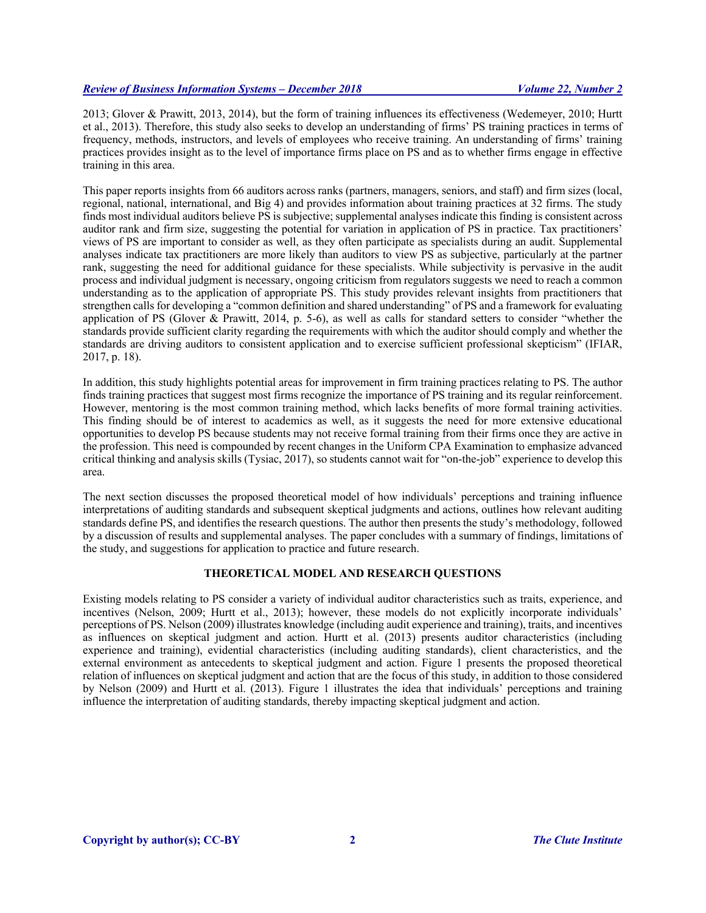2013; Glover & Prawitt, 2013, 2014), but the form of training influences its effectiveness (Wedemeyer, 2010; Hurtt et al., 2013). Therefore, this study also seeks to develop an understanding of firms' PS training practices in terms of frequency, methods, instructors, and levels of employees who receive training. An understanding of firms' training practices provides insight as to the level of importance firms place on PS and as to whether firms engage in effective training in this area.

This paper reports insights from 66 auditors across ranks (partners, managers, seniors, and staff) and firm sizes (local, regional, national, international, and Big 4) and provides information about training practices at 32 firms. The study finds most individual auditors believe PS is subjective; supplemental analyses indicate this finding is consistent across auditor rank and firm size, suggesting the potential for variation in application of PS in practice. Tax practitioners' views of PS are important to consider as well, as they often participate as specialists during an audit. Supplemental analyses indicate tax practitioners are more likely than auditors to view PS as subjective, particularly at the partner rank, suggesting the need for additional guidance for these specialists. While subjectivity is pervasive in the audit process and individual judgment is necessary, ongoing criticism from regulators suggests we need to reach a common understanding as to the application of appropriate PS. This study provides relevant insights from practitioners that strengthen calls for developing a "common definition and shared understanding" of PS and a framework for evaluating application of PS (Glover & Prawitt, 2014, p. 5-6), as well as calls for standard setters to consider "whether the standards provide sufficient clarity regarding the requirements with which the auditor should comply and whether the standards are driving auditors to consistent application and to exercise sufficient professional skepticism" (IFIAR, 2017, p. 18).

In addition, this study highlights potential areas for improvement in firm training practices relating to PS. The author finds training practices that suggest most firms recognize the importance of PS training and its regular reinforcement. However, mentoring is the most common training method, which lacks benefits of more formal training activities. This finding should be of interest to academics as well, as it suggests the need for more extensive educational opportunities to develop PS because students may not receive formal training from their firms once they are active in the profession. This need is compounded by recent changes in the Uniform CPA Examination to emphasize advanced critical thinking and analysis skills (Tysiac, 2017), so students cannot wait for "on-the-job" experience to develop this area.

The next section discusses the proposed theoretical model of how individuals' perceptions and training influence interpretations of auditing standards and subsequent skeptical judgments and actions, outlines how relevant auditing standards define PS, and identifies the research questions. The author then presents the study's methodology, followed by a discussion of results and supplemental analyses. The paper concludes with a summary of findings, limitations of the study, and suggestions for application to practice and future research.

## THEORETICAL MODEL AND RESEARCH QUESTIONS

Existing models relating to PS consider a variety of individual auditor characteristics such as traits, experience, and incentives (Nelson, 2009; Hurtt et al., 2013); however, these models do not explicitly incorporate individuals' perceptions of PS. Nelson (2009) illustrates knowledge (including audit experience and training), traits, and incentives as influences on skeptical judgment and action. Hurtt et al. (2013) presents auditor characteristics (including experience and training), evidential characteristics (including auditing standards), client characteristics, and the external environment as antecedents to skeptical judgment and action. Figure 1 presents the proposed theoretical relation of influences on skeptical judgment and action that are the focus of this study, in addition to those considered by Nelson (2009) and Hurtt et al. (2013). Figure 1 illustrates the idea that individuals' perceptions and training influence the interpretation of auditing standards, thereby impacting skeptical judgment and action.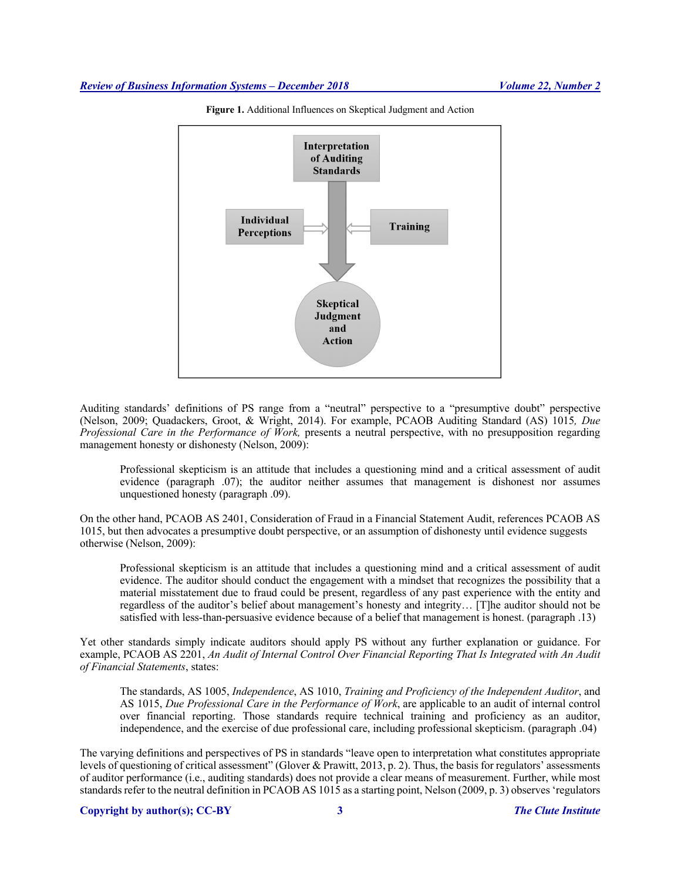**Figure 1.** Additional Influences on Skeptical Judgment and Action

Interpretation of Auditing Standards

Individual Perceptions

Training

Skeptical Judgment and Action

Auditing standards' definitions of PS range from a "neutral" perspective to a "presumptive doubt" perspective (Nelson, 2009; Quadackers, Groot, & Wright, 2014). For example, PCAOB Auditing Standard (AS) 1015*, Due Professional Care in the Performance of Work,* presents a neutral perspective, with no presupposition regarding management honesty or dishonesty (Nelson, 2009):

> Professional skepticism is an attitude that includes a questioning mind and a critical assessment of audit evidence (paragraph .07); the auditor neither assumes that management is dishonest nor assumes unquestioned honesty (paragraph .09).

On the other hand, PCAOB AS 2401, Consideration of Fraud in a Financial Statement Audit, references PCAOB AS 1015, but then advocates a presumptive doubt perspective, or an assumption of dishonesty until evidence suggests otherwise (Nelson, 2009):

> Professional skepticism is an attitude that includes a questioning mind and a critical assessment of audit evidence. The auditor should conduct the engagement with a mindset that recognizes the possibility that a material misstatement due to fraud could be present, regardless of any past experience with the entity and regardless of the auditor's belief about management's honesty and integrity… [T]he auditor should not be satisfied with less-than-persuasive evidence because of a belief that management is honest. (paragraph .13)

Yet other standards simply indicate auditors should apply PS without any further explanation or guidance. For example, PCAOB AS 2201, *An Audit of Internal Control Over Financial Reporting That Is Integrated with An Audit of Financial Statements*, states:

> The standards, AS 1005, *Independence*, AS 1010, *Training and Proficiency of the Independent Auditor*, and AS 1015, *Due Professional Care in the Performance of Work*, are applicable to an audit of internal control over financial reporting. Those standards require technical training and proficiency as an auditor, independence, and the exercise of due professional care, including professional skepticism. (paragraph .04)

The varying definitions and perspectives of PS in standards "leave open to interpretation what constitutes appropriate levels of questioning of critical assessment" (Glover & Prawitt, 2013, p. 2). Thus, the basis for regulators' assessments of auditor performance (i.e., auditing standards) does not provide a clear means of measurement. Further, while most standards refer to the neutral definition in PCAOB AS 1015 as a starting point, Nelson (2009, p. 3) observes 'regulators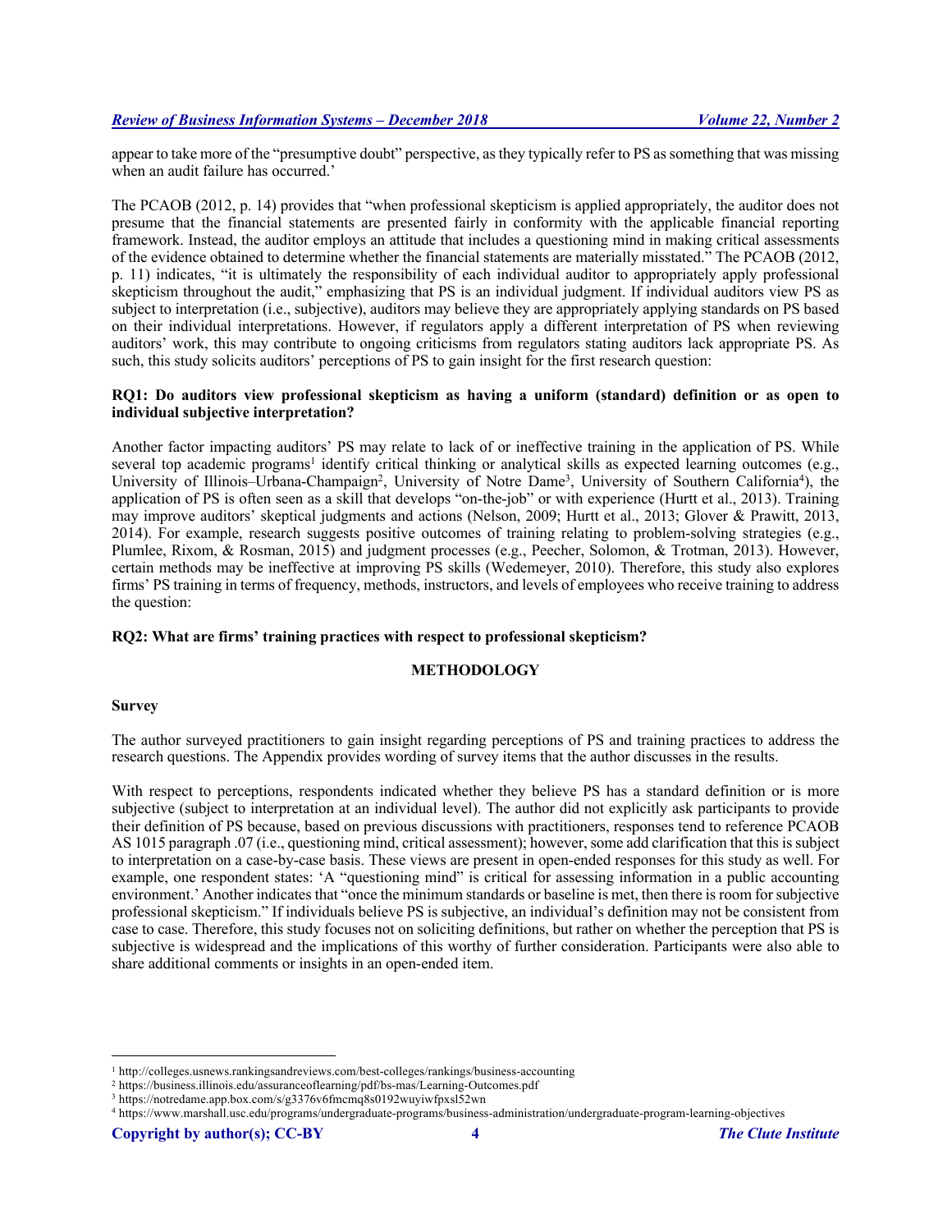appear to take more of the "presumptive doubt" perspective, as they typically refer to PS as something that was missing when an audit failure has occurred.'

The PCAOB (2012, p. 14) provides that "when professional skepticism is applied appropriately, the auditor does not presume that the financial statements are presented fairly in conformity with the applicable financial reporting framework. Instead, the auditor employs an attitude that includes a questioning mind in making critical assessments of the evidence obtained to determine whether the financial statements are materially misstated." The PCAOB (2012, p. 11) indicates, "it is ultimately the responsibility of each individual auditor to appropriately apply professional skepticism throughout the audit," emphasizing that PS is an individual judgment. If individual auditors view PS as subject to interpretation (i.e., subjective), auditors may believe they are appropriately applying standards on PS based on their individual interpretations. However, if regulators apply a different interpretation of PS when reviewing auditors' work, this may contribute to ongoing criticisms from regulators stating auditors lack appropriate PS. As such, this study solicits auditors' perceptions of PS to gain insight for the first research question:

**RQ1: Do auditors view professional skepticism as having a uniform (standard) definition or as open to individual subjective interpretation?**

Another factor impacting auditors' PS may relate to lack of or ineffective training in the application of PS. While several top academic programs[1] identify critical thinking or analytical skills as expected learning outcomes (e.g., University of Illinois–Urbana-Champaign[2], University of Notre Dame[3], University of Southern California[4]), the application of PS is often seen as a skill that develops "on-the-job" or with experience (Hurtt et al., 2013). Training may improve auditors' skeptical judgments and actions (Nelson, 2009; Hurtt et al., 2013; Glover & Prawitt, 2013, 2014). For example, research suggests positive outcomes of training relating to problem-solving strategies (e.g., Plumlee, Rixom, & Rosman, 2015) and judgment processes (e.g., Peecher, Solomon, & Trotman, 2013). However, certain methods may be ineffective at improving PS skills (Wedemeyer, 2010). Therefore, this study also explores firms' PS training in terms of frequency, methods, instructors, and levels of employees who receive training to address the question:

**RQ2: What are firms' training practices with respect to professional skepticism?**

## METHODOLOGY

### Survey

The author surveyed practitioners to gain insight regarding perceptions of PS and training practices to address the research questions. The Appendix provides wording of survey items that the author discusses in the results.

With respect to perceptions, respondents indicated whether they believe PS has a standard definition or is more subjective (subject to interpretation at an individual level). The author did not explicitly ask participants to provide their definition of PS because, based on previous discussions with practitioners, responses tend to reference PCAOB AS 1015 paragraph .07 (i.e., questioning mind, critical assessment); however, some add clarification that this is subject to interpretation on a case-by-case basis. These views are present in open-ended responses for this study as well. For example, one respondent states: 'A "questioning mind" is critical for assessing information in a public accounting environment.' Another indicates that "once the minimum standards or baseline is met, then there is room for subjective professional skepticism." If individuals believe PS is subjective, an individual's definition may not be consistent from case to case. Therefore, this study focuses not on soliciting definitions, but rather on whether the perception that PS is subjective is widespread and the implications of this worthy of further consideration. Participants were also able to share additional comments or insights in an open-ended item.

---

[1] http://colleges.usnews.rankingsandreviews.com/best-colleges/rankings/business-accounting
[2] https://business.illinois.edu/assuranceoflearning/pdf/bs-mas/Learning-Outcomes.pdf
[3] https://notredame.app.box.com/s/g3376v6fmcmq8s0192wuyiwfpxsl52wn
[4] https://www.marshall.usc.edu/programs/undergraduate-programs/business-administration/undergraduate-program-learning-objectives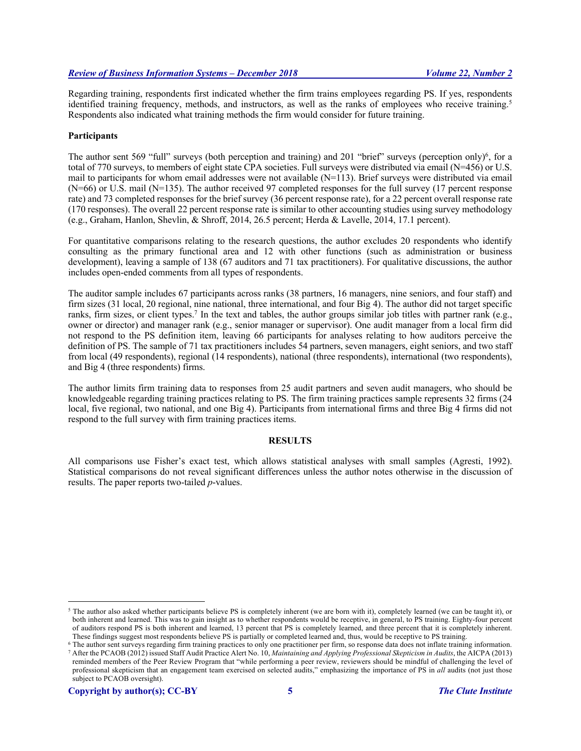Regarding training, respondents first indicated whether the firm trains employees regarding PS. If yes, respondents identified training frequency, methods, and instructors, as well as the ranks of employees who receive training.[5] Respondents also indicated what training methods the firm would consider for future training.

### Participants

The author sent 569 "full" surveys (both perception and training) and 201 "brief" surveys (perception only)[6], for a total of 770 surveys, to members of eight state CPA societies. Full surveys were distributed via email (N=456) or U.S. mail to participants for whom email addresses were not available (N=113). Brief surveys were distributed via email (N=66) or U.S. mail (N=135). The author received 97 completed responses for the full survey (17 percent response rate) and 73 completed responses for the brief survey (36 percent response rate), for a 22 percent overall response rate (170 responses). The overall 22 percent response rate is similar to other accounting studies using survey methodology (e.g., Graham, Hanlon, Shevlin, & Shroff, 2014, 26.5 percent; Herda & Lavelle, 2014, 17.1 percent).

For quantitative comparisons relating to the research questions, the author excludes 20 respondents who identify consulting as the primary functional area and 12 with other functions (such as administration or business development), leaving a sample of 138 (67 auditors and 71 tax practitioners). For qualitative discussions, the author includes open-ended comments from all types of respondents.

The auditor sample includes 67 participants across ranks (38 partners, 16 managers, nine seniors, and four staff) and firm sizes (31 local, 20 regional, nine national, three international, and four Big 4). The author did not target specific ranks, firm sizes, or client types.[7] In the text and tables, the author groups similar job titles with partner rank (e.g., owner or director) and manager rank (e.g., senior manager or supervisor). One audit manager from a local firm did not respond to the PS definition item, leaving 66 participants for analyses relating to how auditors perceive the definition of PS. The sample of 71 tax practitioners includes 54 partners, seven managers, eight seniors, and two staff from local (49 respondents), regional (14 respondents), national (three respondents), international (two respondents), and Big 4 (three respondents) firms.

The author limits firm training data to responses from 25 audit partners and seven audit managers, who should be knowledgeable regarding training practices relating to PS. The firm training practices sample represents 32 firms (24 local, five regional, two national, and one Big 4). Participants from international firms and three Big 4 firms did not respond to the full survey with firm training practices items.

## RESULTS

All comparisons use Fisher's exact test, which allows statistical analyses with small samples (Agresti, 1992). Statistical comparisons do not reveal significant differences unless the author notes otherwise in the discussion of results. The paper reports two-tailed *p*-values.

---

[5] The author also asked whether participants believe PS is completely inherent (we are born with it), completely learned (we can be taught it), or both inherent and learned. This was to gain insight as to whether respondents would be receptive, in general, to PS training. Eighty-four percent of auditors respond PS is both inherent and learned, 13 percent that PS is completely learned, and three percent that it is completely inherent. These findings suggest most respondents believe PS is partially or completed learned and, thus, would be receptive to PS training.

[6] The author sent surveys regarding firm training practices to only one practitioner per firm, so response data does not inflate training information.

[7] After the PCAOB (2012) issued Staff Audit Practice Alert No. 10, *Maintaining and Applying Professional Skepticism in Audits*, the AICPA (2013) reminded members of the Peer Review Program that "while performing a peer review, reviewers should be mindful of challenging the level of professional skepticism that an engagement team exercised on selected audits," emphasizing the importance of PS in *all* audits (not just those subject to PCAOB oversight).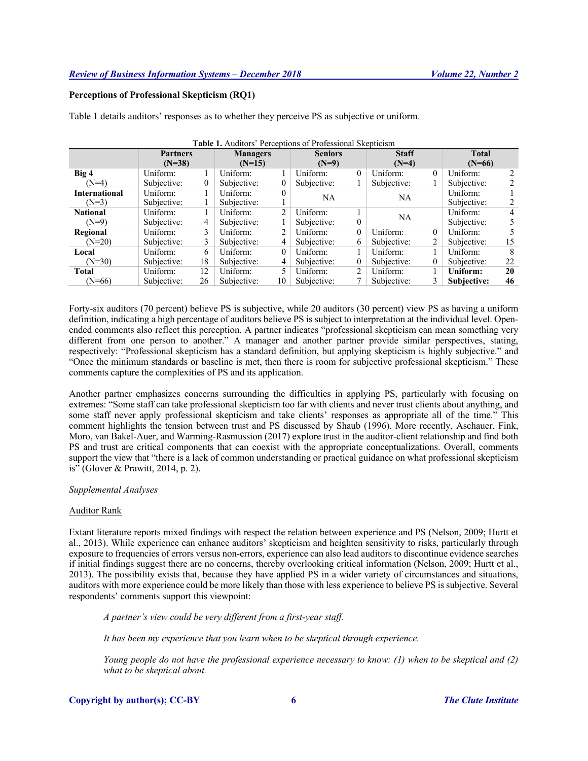**Perceptions of Professional Skepticism (RQ1)**

Table 1 details auditors' responses as to whether they perceive PS as subjective or uniform.

**Table 1.** Auditors' Perceptions of Professional Skepticism

| | Partners (N=38) | | Managers (N=15) | | Seniors (N=9) | | Staff (N=4) | | Total (N=66) | |
|---|---|---|---|---|---|---|---|---|---|---|
| **Big 4** | Uniform: | 1 | Uniform: | 1 | Uniform: | 0 | Uniform: | 0 | Uniform: | 2 |
| (N=4) | Subjective: | 0 | Subjective: | 0 | Subjective: | 1 | Subjective: | 1 | Subjective: | 2 |
| **International** | Uniform: | 1 | Uniform: | 0 | NA | | NA | | Uniform: | 1 |
| (N=3) | Subjective: | 1 | Subjective: | 1 | | | | | Subjective: | 2 |
| **National** | Uniform: | 1 | Uniform: | 2 | Uniform: | 1 | NA | | Uniform: | 4 |
| (N=9) | Subjective: | 4 | Subjective: | 1 | Subjective: | 0 | | | Subjective: | 5 |
| **Regional** | Uniform: | 3 | Uniform: | 2 | Uniform: | 0 | Uniform: | 0 | Uniform: | 5 |
| (N=20) | Subjective: | 3 | Subjective: | 4 | Subjective: | 6 | Subjective: | 2 | Subjective: | 15 |
| **Local** | Uniform: | 6 | Uniform: | 0 | Uniform: | 1 | Uniform: | 1 | Uniform: | 8 |
| (N=30) | Subjective: | 18 | Subjective: | 4 | Subjective: | 0 | Subjective: | 0 | Subjective: | 22 |
| **Total** | Uniform: | 12 | Uniform: | 5 | Uniform: | 2 | Uniform: | 1 | **Uniform:** | **20** |
| (N=66) | Subjective: | 26 | Subjective: | 10 | Subjective: | 7 | Subjective: | 3 | **Subjective:** | **46** |

Forty-six auditors (70 percent) believe PS is subjective, while 20 auditors (30 percent) view PS as having a uniform definition, indicating a high percentage of auditors believe PS is subject to interpretation at the individual level. Open-ended comments also reflect this perception. A partner indicates "professional skepticism can mean something very different from one person to another." A manager and another partner provide similar perspectives, stating, respectively: "Professional skepticism has a standard definition, but applying skepticism is highly subjective." and "Once the minimum standards or baseline is met, then there is room for subjective professional skepticism." These comments capture the complexities of PS and its application.

Another partner emphasizes concerns surrounding the difficulties in applying PS, particularly with focusing on extremes: "Some staff can take professional skepticism too far with clients and never trust clients about anything, and some staff never apply professional skepticism and take clients' responses as appropriate all of the time." This comment highlights the tension between trust and PS discussed by Shaub (1996). More recently, Aschauer, Fink, Moro, van Bakel-Auer, and Warming-Rasmussion (2017) explore trust in the auditor-client relationship and find both PS and trust are critical components that can coexist with the appropriate conceptualizations. Overall, comments support the view that "there is a lack of common understanding or practical guidance on what professional skepticism is" (Glover & Prawitt, 2014, p. 2).

*Supplemental Analyses*

Auditor Rank

Extant literature reports mixed findings with respect the relation between experience and PS (Nelson, 2009; Hurtt et al., 2013). While experience can enhance auditors' skepticism and heighten sensitivity to risks, particularly through exposure to frequencies of errors versus non-errors, experience can also lead auditors to discontinue evidence searches if initial findings suggest there are no concerns, thereby overlooking critical information (Nelson, 2009; Hurtt et al., 2013). The possibility exists that, because they have applied PS in a wider variety of circumstances and situations, auditors with more experience could be more likely than those with less experience to believe PS is subjective. Several respondents' comments support this viewpoint:

> *A partner's view could be very different from a first-year staff.*
>
> *It has been my experience that you learn when to be skeptical through experience.*
>
> *Young people do not have the professional experience necessary to know: (1) when to be skeptical and (2) what to be skeptical about.*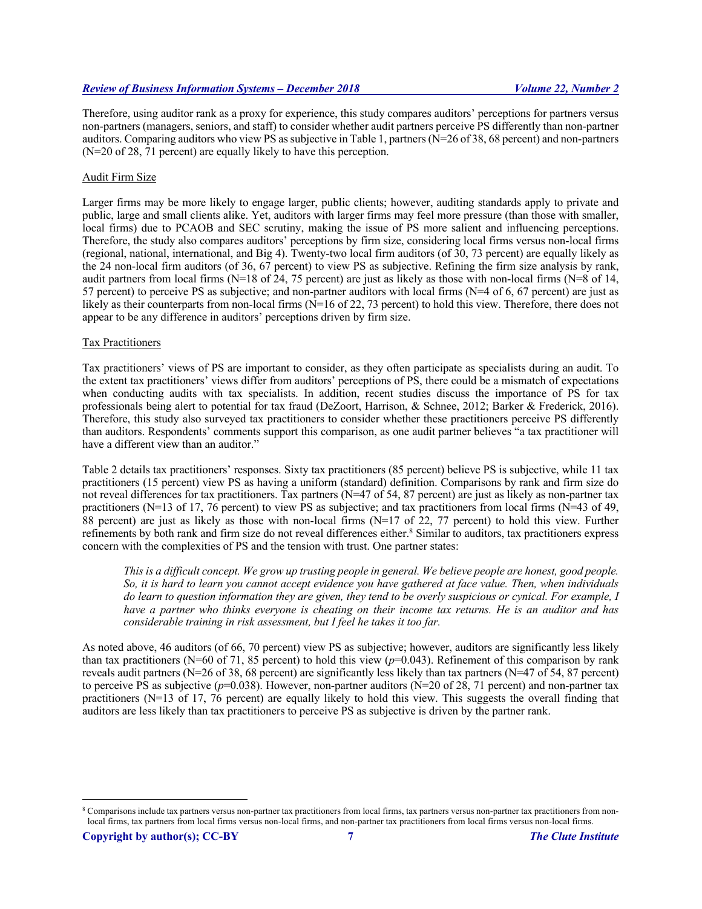Therefore, using auditor rank as a proxy for experience, this study compares auditors' perceptions for partners versus non-partners (managers, seniors, and staff) to consider whether audit partners perceive PS differently than non-partner auditors. Comparing auditors who view PS as subjective in Table 1, partners (N=26 of 38, 68 percent) and non-partners (N=20 of 28, 71 percent) are equally likely to have this perception.

### Audit Firm Size

Larger firms may be more likely to engage larger, public clients; however, auditing standards apply to private and public, large and small clients alike. Yet, auditors with larger firms may feel more pressure (than those with smaller, local firms) due to PCAOB and SEC scrutiny, making the issue of PS more salient and influencing perceptions. Therefore, the study also compares auditors' perceptions by firm size, considering local firms versus non-local firms (regional, national, international, and Big 4). Twenty-two local firm auditors (of 30, 73 percent) are equally likely as the 24 non-local firm auditors (of 36, 67 percent) to view PS as subjective. Refining the firm size analysis by rank, audit partners from local firms (N=18 of 24, 75 percent) are just as likely as those with non-local firms (N=8 of 14, 57 percent) to perceive PS as subjective; and non-partner auditors with local firms (N=4 of 6, 67 percent) are just as likely as their counterparts from non-local firms (N=16 of 22, 73 percent) to hold this view. Therefore, there does not appear to be any difference in auditors' perceptions driven by firm size.

### Tax Practitioners

Tax practitioners' views of PS are important to consider, as they often participate as specialists during an audit. To the extent tax practitioners' views differ from auditors' perceptions of PS, there could be a mismatch of expectations when conducting audits with tax specialists. In addition, recent studies discuss the importance of PS for tax professionals being alert to potential for tax fraud (DeZoort, Harrison, & Schnee, 2012; Barker & Frederick, 2016). Therefore, this study also surveyed tax practitioners to consider whether these practitioners perceive PS differently than auditors. Respondents' comments support this comparison, as one audit partner believes "a tax practitioner will have a different view than an auditor."

Table 2 details tax practitioners' responses. Sixty tax practitioners (85 percent) believe PS is subjective, while 11 tax practitioners (15 percent) view PS as having a uniform (standard) definition. Comparisons by rank and firm size do not reveal differences for tax practitioners. Tax partners (N=47 of 54, 87 percent) are just as likely as non-partner tax practitioners (N=13 of 17, 76 percent) to view PS as subjective; and tax practitioners from local firms (N=43 of 49, 88 percent) are just as likely as those with non-local firms (N=17 of 22, 77 percent) to hold this view. Further refinements by both rank and firm size do not reveal differences either.[8] Similar to auditors, tax practitioners express concern with the complexities of PS and the tension with trust. One partner states:

> *This is a difficult concept. We grow up trusting people in general. We believe people are honest, good people. So, it is hard to learn you cannot accept evidence you have gathered at face value. Then, when individuals do learn to question information they are given, they tend to be overly suspicious or cynical. For example, I have a partner who thinks everyone is cheating on their income tax returns. He is an auditor and has considerable training in risk assessment, but I feel he takes it too far.*

As noted above, 46 auditors (of 66, 70 percent) view PS as subjective; however, auditors are significantly less likely than tax practitioners (N=60 of 71, 85 percent) to hold this view ($p$=0.043). Refinement of this comparison by rank reveals audit partners (N=26 of 38, 68 percent) are significantly less likely than tax partners (N=47 of 54, 87 percent) to perceive PS as subjective ($p$=0.038). However, non-partner auditors (N=20 of 28, 71 percent) and non-partner tax practitioners (N=13 of 17, 76 percent) are equally likely to hold this view. This suggests the overall finding that auditors are less likely than tax practitioners to perceive PS as subjective is driven by the partner rank.

---

[8] Comparisons include tax partners versus non-partner tax practitioners from local firms, tax partners versus non-partner tax practitioners from non-local firms, tax partners from local firms versus non-local firms, and non-partner tax practitioners from local firms versus non-local firms.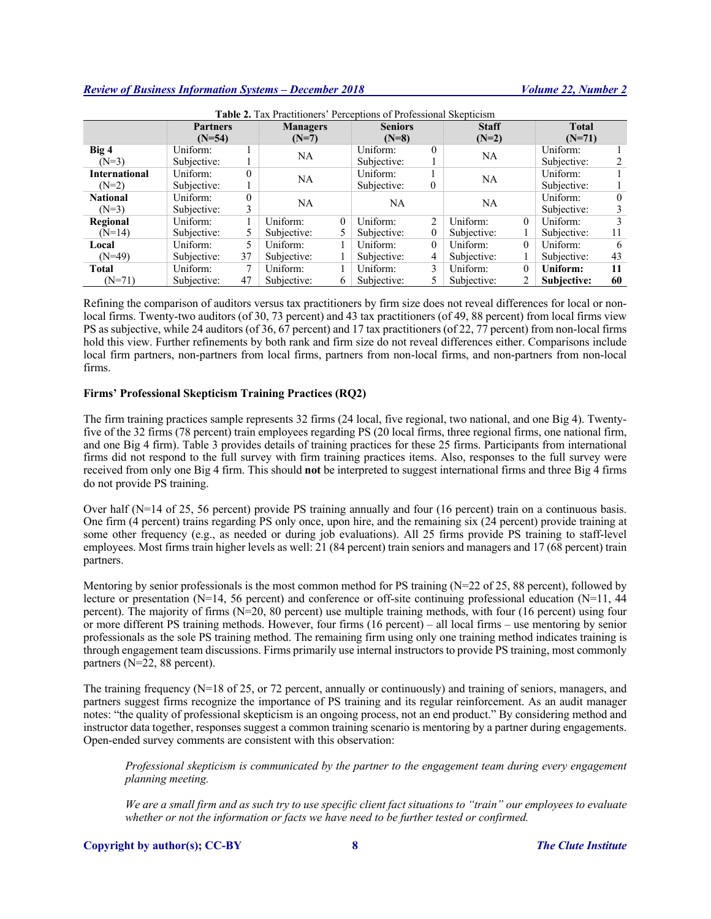**Table 2.** Tax Practitioners' Perceptions of Professional Skepticism

| | Partners (N=54) | | Managers (N=7) | | Seniors (N=8) | | Staff (N=2) | | Total (N=71) | |
|---|---|---|---|---|---|---|---|---|---|---|
| **Big 4** (N=3) | Uniform: | 1 | NA | | Uniform: | 0 | NA | | Uniform: | 1 |
| | Subjective: | 1 | | | Subjective: | 1 | | | Subjective: | 2 |
| **International** (N=2) | Uniform: | 0 | NA | | Uniform: | 1 | NA | | Uniform: | 1 |
| | Subjective: | 1 | | | Subjective: | 0 | | | Subjective: | 1 |
| **National** (N=3) | Uniform: | 0 | NA | | NA | | NA | | Uniform: | 0 |
| | Subjective: | 3 | | | | | | | Subjective: | 3 |
| **Regional** (N=14) | Uniform: | 1 | Uniform: | 0 | Uniform: | 2 | Uniform: | 0 | Uniform: | 3 |
| | Subjective: | 5 | Subjective: | 5 | Subjective: | 0 | Subjective: | 1 | Subjective: | 11 |
| **Local** (N=49) | Uniform: | 5 | Uniform: | 1 | Uniform: | 0 | Uniform: | 0 | Uniform: | 6 |
| | Subjective: | 37 | Subjective: | 1 | Subjective: | 4 | Subjective: | 1 | Subjective: | 43 |
| **Total** (N=71) | Uniform: | 7 | Uniform: | 1 | Uniform: | 3 | Uniform: | 0 | **Uniform:** | **11** |
| | Subjective: | 47 | Subjective: | 6 | Subjective: | 5 | Subjective: | 2 | **Subjective:** | **60** |

Refining the comparison of auditors versus tax practitioners by firm size does not reveal differences for local or non-local firms. Twenty-two auditors (of 30, 73 percent) and 43 tax practitioners (of 49, 88 percent) from local firms view PS as subjective, while 24 auditors (of 36, 67 percent) and 17 tax practitioners (of 22, 77 percent) from non-local firms hold this view. Further refinements by both rank and firm size do not reveal differences either. Comparisons include local firm partners, non-partners from local firms, partners from non-local firms, and non-partners from non-local firms.

**Firms' Professional Skepticism Training Practices (RQ2)**

The firm training practices sample represents 32 firms (24 local, five regional, two national, and one Big 4). Twenty-five of the 32 firms (78 percent) train employees regarding PS (20 local firms, three regional firms, one national firm, and one Big 4 firm). Table 3 provides details of training practices for these 25 firms. Participants from international firms did not respond to the full survey with firm training practices items. Also, responses to the full survey were received from only one Big 4 firm. This should **not** be interpreted to suggest international firms and three Big 4 firms do not provide PS training.

Over half (N=14 of 25, 56 percent) provide PS training annually and four (16 percent) train on a continuous basis. One firm (4 percent) trains regarding PS only once, upon hire, and the remaining six (24 percent) provide training at some other frequency (e.g., as needed or during job evaluations). All 25 firms provide PS training to staff-level employees. Most firms train higher levels as well: 21 (84 percent) train seniors and managers and 17 (68 percent) train partners.

Mentoring by senior professionals is the most common method for PS training (N=22 of 25, 88 percent), followed by lecture or presentation (N=14, 56 percent) and conference or off-site continuing professional education (N=11, 44 percent). The majority of firms (N=20, 80 percent) use multiple training methods, with four (16 percent) using four or more different PS training methods. However, four firms (16 percent) – all local firms – use mentoring by senior professionals as the sole PS training method. The remaining firm using only one training method indicates training is through engagement team discussions. Firms primarily use internal instructors to provide PS training, most commonly partners (N=22, 88 percent).

The training frequency (N=18 of 25, or 72 percent, annually or continuously) and training of seniors, managers, and partners suggest firms recognize the importance of PS training and its regular reinforcement. As an audit manager notes: "the quality of professional skepticism is an ongoing process, not an end product." By considering method and instructor data together, responses suggest a common training scenario is mentoring by a partner during engagements. Open-ended survey comments are consistent with this observation:

> *Professional skepticism is communicated by the partner to the engagement team during every engagement planning meeting.*
>
> *We are a small firm and as such try to use specific client fact situations to "train" our employees to evaluate whether or not the information or facts we have need to be further tested or confirmed.*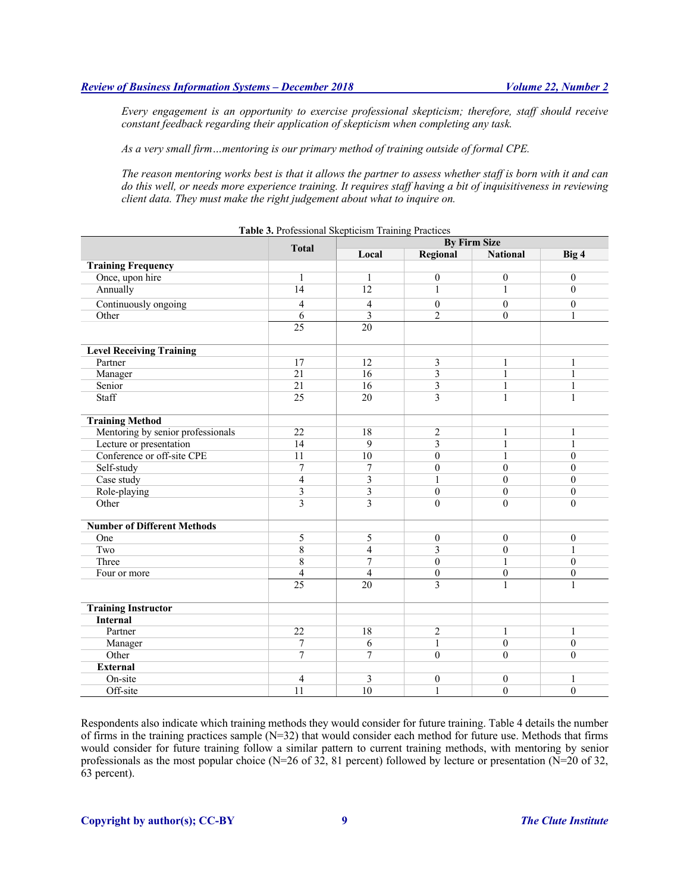*Every engagement is an opportunity to exercise professional skepticism; therefore, staff should receive constant feedback regarding their application of skepticism when completing any task.*

*As a very small firm…mentoring is our primary method of training outside of formal CPE.*

*The reason mentoring works best is that it allows the partner to assess whether staff is born with it and can do this well, or needs more experience training. It requires staff having a bit of inquisitiveness in reviewing client data. They must make the right judgement about what to inquire on.*

**Table 3.** Professional Skepticism Training Practices

| | Total | By Firm Size | | | |
|---|---|---|---|---|---|
| | | Local | Regional | National | Big 4 |
| **Training Frequency** | | | | | |
| Once, upon hire | 1 | 1 | 0 | 0 | 0 |
| Annually | 14 | 12 | 1 | 1 | 0 |
| Continuously ongoing | 4 | 4 | 0 | 0 | 0 |
| Other | 6 | 3 | 2 | 0 | 1 |
| | 25 | 20 | | | |
| **Level Receiving Training** | | | | | |
| Partner | 17 | 12 | 3 | 1 | 1 |
| Manager | 21 | 16 | 3 | 1 | 1 |
| Senior | 21 | 16 | 3 | 1 | 1 |
| Staff | 25 | 20 | 3 | 1 | 1 |
| **Training Method** | | | | | |
| Mentoring by senior professionals | 22 | 18 | 2 | 1 | 1 |
| Lecture or presentation | 14 | 9 | 3 | 1 | 1 |
| Conference or off-site CPE | 11 | 10 | 0 | 1 | 0 |
| Self-study | 7 | 7 | 0 | 0 | 0 |
| Case study | 4 | 3 | 1 | 0 | 0 |
| Role-playing | 3 | 3 | 0 | 0 | 0 |
| Other | 3 | 3 | 0 | 0 | 0 |
| **Number of Different Methods** | | | | | |
| One | 5 | 5 | 0 | 0 | 0 |
| Two | 8 | 4 | 3 | 0 | 1 |
| Three | 8 | 7 | 0 | 1 | 0 |
| Four or more | 4 | 4 | 0 | 0 | 0 |
| | 25 | 20 | 3 | 1 | 1 |
| **Training Instructor** | | | | | |
| **Internal** | | | | | |
| Partner | 22 | 18 | 2 | 1 | 1 |
| Manager | 7 | 6 | 1 | 0 | 0 |
| Other | 7 | 7 | 0 | 0 | 0 |
| **External** | | | | | |
| On-site | 4 | 3 | 0 | 0 | 1 |
| Off-site | 11 | 10 | 1 | 0 | 0 |

Respondents also indicate which training methods they would consider for future training. Table 4 details the number of firms in the training practices sample (N=32) that would consider each method for future use. Methods that firms would consider for future training follow a similar pattern to current training methods, with mentoring by senior professionals as the most popular choice (N=26 of 32, 81 percent) followed by lecture or presentation (N=20 of 32, 63 percent).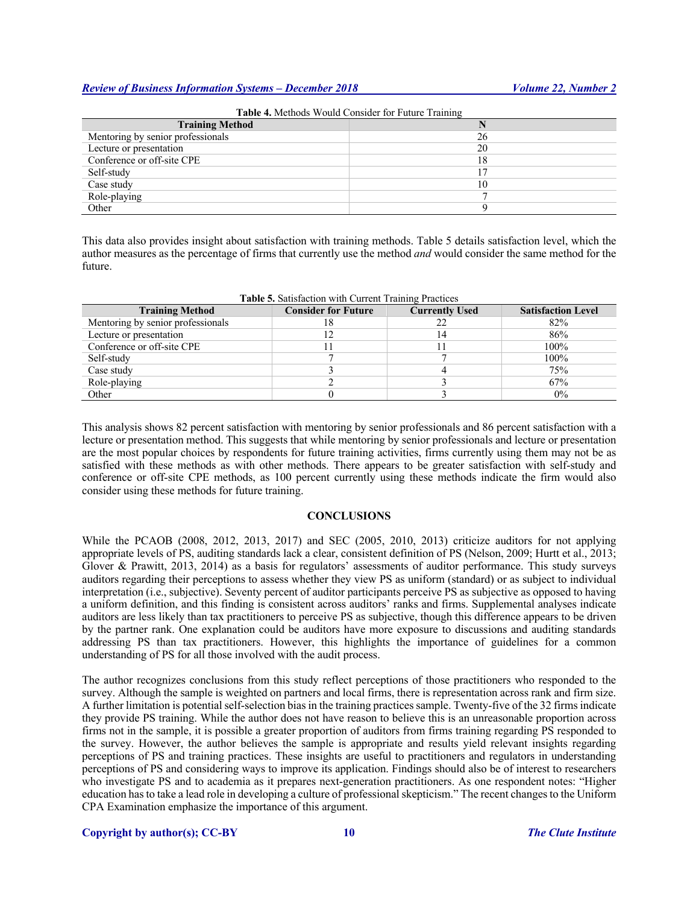**Table 4.** Methods Would Consider for Future Training

| Training Method | N |
|---|---|
| Mentoring by senior professionals | 26 |
| Lecture or presentation | 20 |
| Conference or off-site CPE | 18 |
| Self-study | 17 |
| Case study | 10 |
| Role-playing | 7 |
| Other | 9 |

This data also provides insight about satisfaction with training methods. Table 5 details satisfaction level, which the author measures as the percentage of firms that currently use the method *and* would consider the same method for the future.

**Table 5.** Satisfaction with Current Training Practices

| Training Method | Consider for Future | Currently Used | Satisfaction Level |
|---|---|---|---|
| Mentoring by senior professionals | 18 | 22 | 82% |
| Lecture or presentation | 12 | 14 | 86% |
| Conference or off-site CPE | 11 | 11 | 100% |
| Self-study | 7 | 7 | 100% |
| Case study | 3 | 4 | 75% |
| Role-playing | 2 | 3 | 67% |
| Other | 0 | 3 | 0% |

This analysis shows 82 percent satisfaction with mentoring by senior professionals and 86 percent satisfaction with a lecture or presentation method. This suggests that while mentoring by senior professionals and lecture or presentation are the most popular choices by respondents for future training activities, firms currently using them may not be as satisfied with these methods as with other methods. There appears to be greater satisfaction with self-study and conference or off-site CPE methods, as 100 percent currently using these methods indicate the firm would also consider using these methods for future training.

## CONCLUSIONS

While the PCAOB (2008, 2012, 2013, 2017) and SEC (2005, 2010, 2013) criticize auditors for not applying appropriate levels of PS, auditing standards lack a clear, consistent definition of PS (Nelson, 2009; Hurtt et al., 2013; Glover & Prawitt, 2013, 2014) as a basis for regulators' assessments of auditor performance. This study surveys auditors regarding their perceptions to assess whether they view PS as uniform (standard) or as subject to individual interpretation (i.e., subjective). Seventy percent of auditor participants perceive PS as subjective as opposed to having a uniform definition, and this finding is consistent across auditors' ranks and firms. Supplemental analyses indicate auditors are less likely than tax practitioners to perceive PS as subjective, though this difference appears to be driven by the partner rank. One explanation could be auditors have more exposure to discussions and auditing standards addressing PS than tax practitioners. However, this highlights the importance of guidelines for a common understanding of PS for all those involved with the audit process.

The author recognizes conclusions from this study reflect perceptions of those practitioners who responded to the survey. Although the sample is weighted on partners and local firms, there is representation across rank and firm size. A further limitation is potential self-selection bias in the training practices sample. Twenty-five of the 32 firms indicate they provide PS training. While the author does not have reason to believe this is an unreasonable proportion across firms not in the sample, it is possible a greater proportion of auditors from firms training regarding PS responded to the survey. However, the author believes the sample is appropriate and results yield relevant insights regarding perceptions of PS and training practices. These insights are useful to practitioners and regulators in understanding perceptions of PS and considering ways to improve its application. Findings should also be of interest to researchers who investigate PS and to academia as it prepares next-generation practitioners. As one respondent notes: "Higher education has to take a lead role in developing a culture of professional skepticism." The recent changes to the Uniform CPA Examination emphasize the importance of this argument.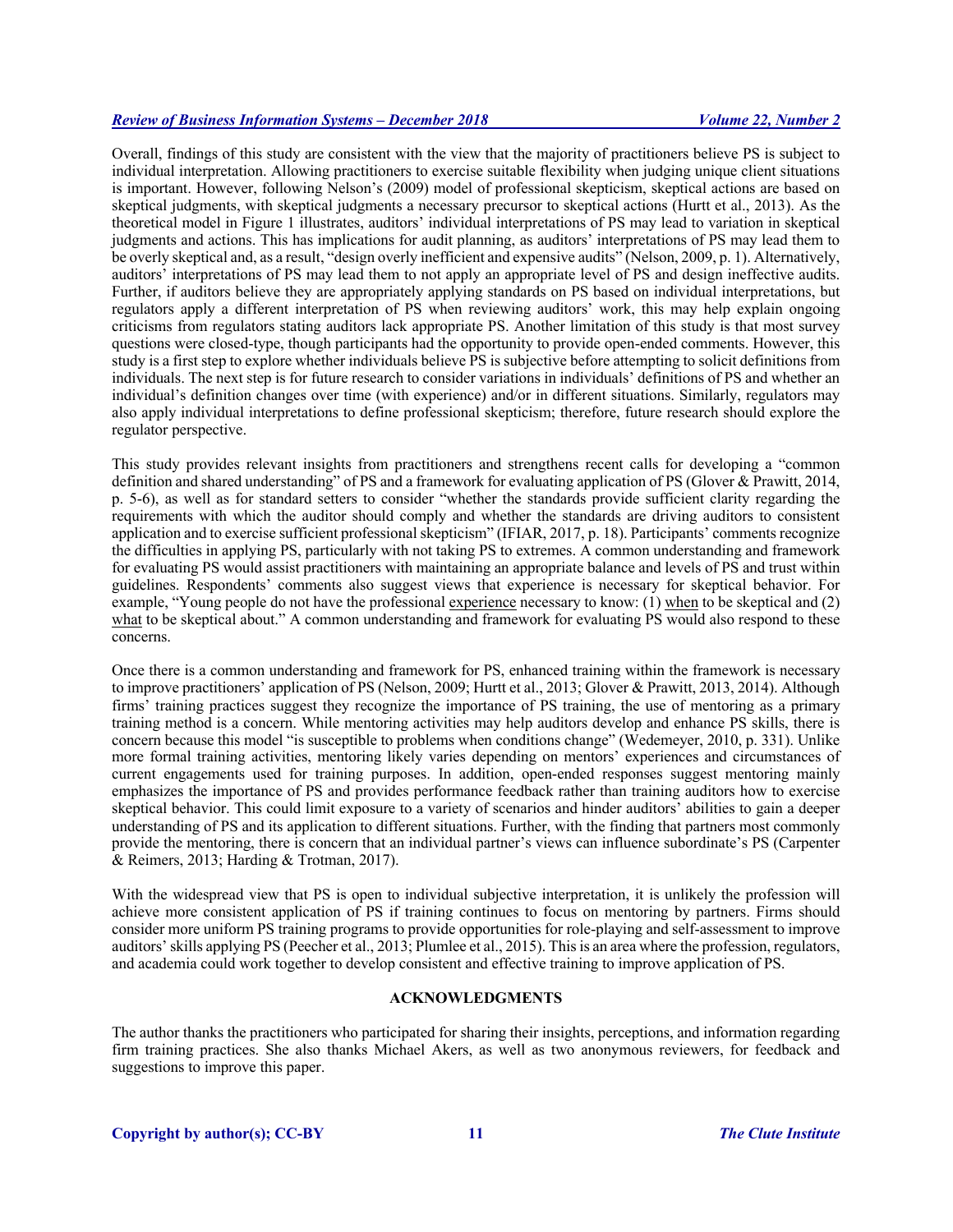Overall, findings of this study are consistent with the view that the majority of practitioners believe PS is subject to individual interpretation. Allowing practitioners to exercise suitable flexibility when judging unique client situations is important. However, following Nelson's (2009) model of professional skepticism, skeptical actions are based on skeptical judgments, with skeptical judgments a necessary precursor to skeptical actions (Hurtt et al., 2013). As the theoretical model in Figure 1 illustrates, auditors' individual interpretations of PS may lead to variation in skeptical judgments and actions. This has implications for audit planning, as auditors' interpretations of PS may lead them to be overly skeptical and, as a result, "design overly inefficient and expensive audits" (Nelson, 2009, p. 1). Alternatively, auditors' interpretations of PS may lead them to not apply an appropriate level of PS and design ineffective audits. Further, if auditors believe they are appropriately applying standards on PS based on individual interpretations, but regulators apply a different interpretation of PS when reviewing auditors' work, this may help explain ongoing criticisms from regulators stating auditors lack appropriate PS. Another limitation of this study is that most survey questions were closed-type, though participants had the opportunity to provide open-ended comments. However, this study is a first step to explore whether individuals believe PS is subjective before attempting to solicit definitions from individuals. The next step is for future research to consider variations in individuals' definitions of PS and whether an individual's definition changes over time (with experience) and/or in different situations. Similarly, regulators may also apply individual interpretations to define professional skepticism; therefore, future research should explore the regulator perspective.

This study provides relevant insights from practitioners and strengthens recent calls for developing a "common definition and shared understanding" of PS and a framework for evaluating application of PS (Glover & Prawitt, 2014, p. 5-6), as well as for standard setters to consider "whether the standards provide sufficient clarity regarding the requirements with which the auditor should comply and whether the standards are driving auditors to consistent application and to exercise sufficient professional skepticism" (IFIAR, 2017, p. 18). Participants' comments recognize the difficulties in applying PS, particularly with not taking PS to extremes. A common understanding and framework for evaluating PS would assist practitioners with maintaining an appropriate balance and levels of PS and trust within guidelines. Respondents' comments also suggest views that experience is necessary for skeptical behavior. For example, "Young people do not have the professional <u>experience</u> necessary to know: (1) <u>when</u> to be skeptical and (2) <u>what</u> to be skeptical about." A common understanding and framework for evaluating PS would also respond to these concerns.

Once there is a common understanding and framework for PS, enhanced training within the framework is necessary to improve practitioners' application of PS (Nelson, 2009; Hurtt et al., 2013; Glover & Prawitt, 2013, 2014). Although firms' training practices suggest they recognize the importance of PS training, the use of mentoring as a primary training method is a concern. While mentoring activities may help auditors develop and enhance PS skills, there is concern because this model "is susceptible to problems when conditions change" (Wedemeyer, 2010, p. 331). Unlike more formal training activities, mentoring likely varies depending on mentors' experiences and circumstances of current engagements used for training purposes. In addition, open-ended responses suggest mentoring mainly emphasizes the importance of PS and provides performance feedback rather than training auditors how to exercise skeptical behavior. This could limit exposure to a variety of scenarios and hinder auditors' abilities to gain a deeper understanding of PS and its application to different situations. Further, with the finding that partners most commonly provide the mentoring, there is concern that an individual partner's views can influence subordinate's PS (Carpenter & Reimers, 2013; Harding & Trotman, 2017).

With the widespread view that PS is open to individual subjective interpretation, it is unlikely the profession will achieve more consistent application of PS if training continues to focus on mentoring by partners. Firms should consider more uniform PS training programs to provide opportunities for role-playing and self-assessment to improve auditors' skills applying PS (Peecher et al., 2013; Plumlee et al., 2015). This is an area where the profession, regulators, and academia could work together to develop consistent and effective training to improve application of PS.

## ACKNOWLEDGMENTS

The author thanks the practitioners who participated for sharing their insights, perceptions, and information regarding firm training practices. She also thanks Michael Akers, as well as two anonymous reviewers, for feedback and suggestions to improve this paper.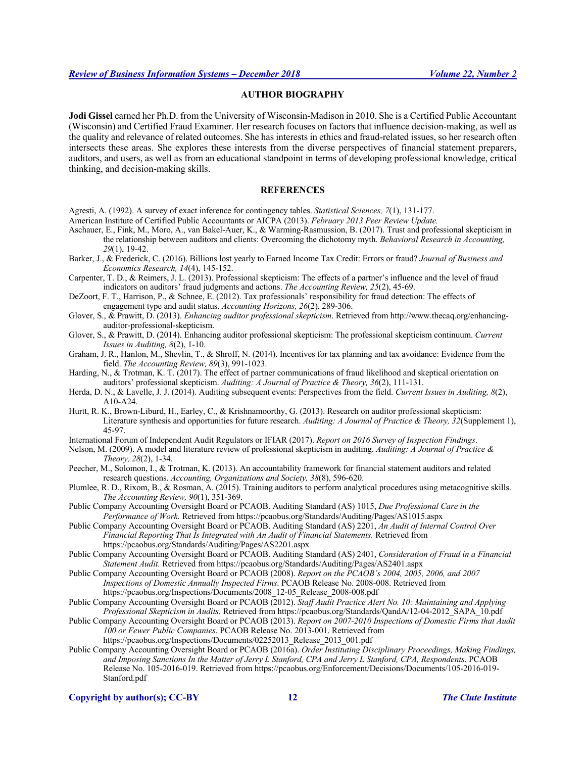## AUTHOR BIOGRAPHY

**Jodi Gissel** earned her Ph.D. from the University of Wisconsin-Madison in 2010. She is a Certified Public Accountant (Wisconsin) and Certified Fraud Examiner. Her research focuses on factors that influence decision-making, as well as the quality and relevance of related outcomes. She has interests in ethics and fraud-related issues, so her research often intersects these areas. She explores these interests from the diverse perspectives of financial statement preparers, auditors, and users, as well as from an educational standpoint in terms of developing professional knowledge, critical thinking, and decision-making skills.

## REFERENCES

Agresti, A. (1992). A survey of exact inference for contingency tables. *Statistical Sciences, 7*(1), 131-177.

American Institute of Certified Public Accountants or AICPA (2013). *February 2013 Peer Review Update.*

Aschauer, E., Fink, M., Moro, A., van Bakel-Auer, K., & Warming-Rasmussion, B. (2017). Trust and professional skepticism in the relationship between auditors and clients: Overcoming the dichotomy myth. *Behavioral Research in Accounting, 29*(1), 19-42.

Barker, J., & Frederick, C. (2016). Billions lost yearly to Earned Income Tax Credit: Errors or fraud? *Journal of Business and Economics Research, 14*(4), 145-152.

Carpenter, T. D., & Reimers, J. L. (2013). Professional skepticism: The effects of a partner's influence and the level of fraud indicators on auditors' fraud judgments and actions. *The Accounting Review, 25*(2), 45-69.

DeZoort, F. T., Harrison, P., & Schnee, E. (2012). Tax professionals' responsibility for fraud detection: The effects of engagement type and audit status. *Accounting Horizons, 26*(2), 289-306.

Glover, S., & Prawitt, D. (2013). *Enhancing auditor professional skepticism*. Retrieved from http://www.thecaq.org/enhancing-auditor-professional-skepticism.

Glover, S., & Prawitt, D. (2014). Enhancing auditor professional skepticism: The professional skepticism continuum. *Current Issues in Auditing, 8*(2), 1-10.

Graham, J. R., Hanlon, M., Shevlin, T., & Shroff, N. (2014). Incentives for tax planning and tax avoidance: Evidence from the field. *The Accounting Review, 89*(3), 991-1023.

Harding, N., & Trotman, K. T. (2017). The effect of partner communications of fraud likelihood and skeptical orientation on auditors' professional skepticism. *Auditing: A Journal of Practice & Theory, 36*(2), 111-131.

Herda, D. N., & Lavelle, J. J. (2014). Auditing subsequent events: Perspectives from the field. *Current Issues in Auditing, 8*(2), A10-A24.

Hurtt, R. K., Brown-Liburd, H., Earley, C., & Krishnamoorthy, G. (2013). Research on auditor professional skepticism: Literature synthesis and opportunities for future research. *Auditing: A Journal of Practice & Theory, 32*(Supplement 1), 45-97.

International Forum of Independent Audit Regulators or IFIAR (2017). *Report on 2016 Survey of Inspection Findings*.

Nelson, M. (2009). A model and literature review of professional skepticism in auditing. *Auditing: A Journal of Practice & Theory, 28*(2), 1-34.

Peecher, M., Solomon, I., & Trotman, K. (2013). An accountability framework for financial statement auditors and related research questions. *Accounting, Organizations and Society, 38*(8), 596-620.

Plumlee, R. D., Rixom, B., & Rosman, A. (2015). Training auditors to perform analytical procedures using metacognitive skills. *The Accounting Review, 90*(1), 351-369.

Public Company Accounting Oversight Board or PCAOB. Auditing Standard (AS) 1015, *Due Professional Care in the Performance of Work.* Retrieved from https://pcaobus.org/Standards/Auditing/Pages/AS1015.aspx

Public Company Accounting Oversight Board or PCAOB. Auditing Standard (AS) 2201, *An Audit of Internal Control Over Financial Reporting That Is Integrated with An Audit of Financial Statements.* Retrieved from https://pcaobus.org/Standards/Auditing/Pages/AS2201.aspx

Public Company Accounting Oversight Board or PCAOB. Auditing Standard (AS) 2401, *Consideration of Fraud in a Financial Statement Audit.* Retrieved from https://pcaobus.org/Standards/Auditing/Pages/AS2401.aspx

Public Company Accounting Oversight Board or PCAOB (2008). *Report on the PCAOB's 2004, 2005, 2006, and 2007 Inspections of Domestic Annually Inspected Firms*. PCAOB Release No. 2008-008. Retrieved from https://pcaobus.org/Inspections/Documents/2008_12-05_Release_2008-008.pdf

Public Company Accounting Oversight Board or PCAOB (2012). *Staff Audit Practice Alert No. 10: Maintaining and Applying Professional Skepticism in Audits*. Retrieved from https://pcaobus.org/Standards/QandA/12-04-2012_SAPA_10.pdf

Public Company Accounting Oversight Board or PCAOB (2013). *Report on 2007-2010 Inspections of Domestic Firms that Audit 100 or Fewer Public Companies*. PCAOB Release No. 2013-001. Retrieved from https://pcaobus.org/Inspections/Documents/02252013_Release_2013_001.pdf

Public Company Accounting Oversight Board or PCAOB (2016a). *Order Instituting Disciplinary Proceedings, Making Findings, and Imposing Sanctions In the Matter of Jerry L Stanford, CPA and Jerry L Stanford, CPA, Respondents*. PCAOB Release No. 105-2016-019. Retrieved from https://pcaobus.org/Enforcement/Decisions/Documents/105-2016-019-Stanford.pdf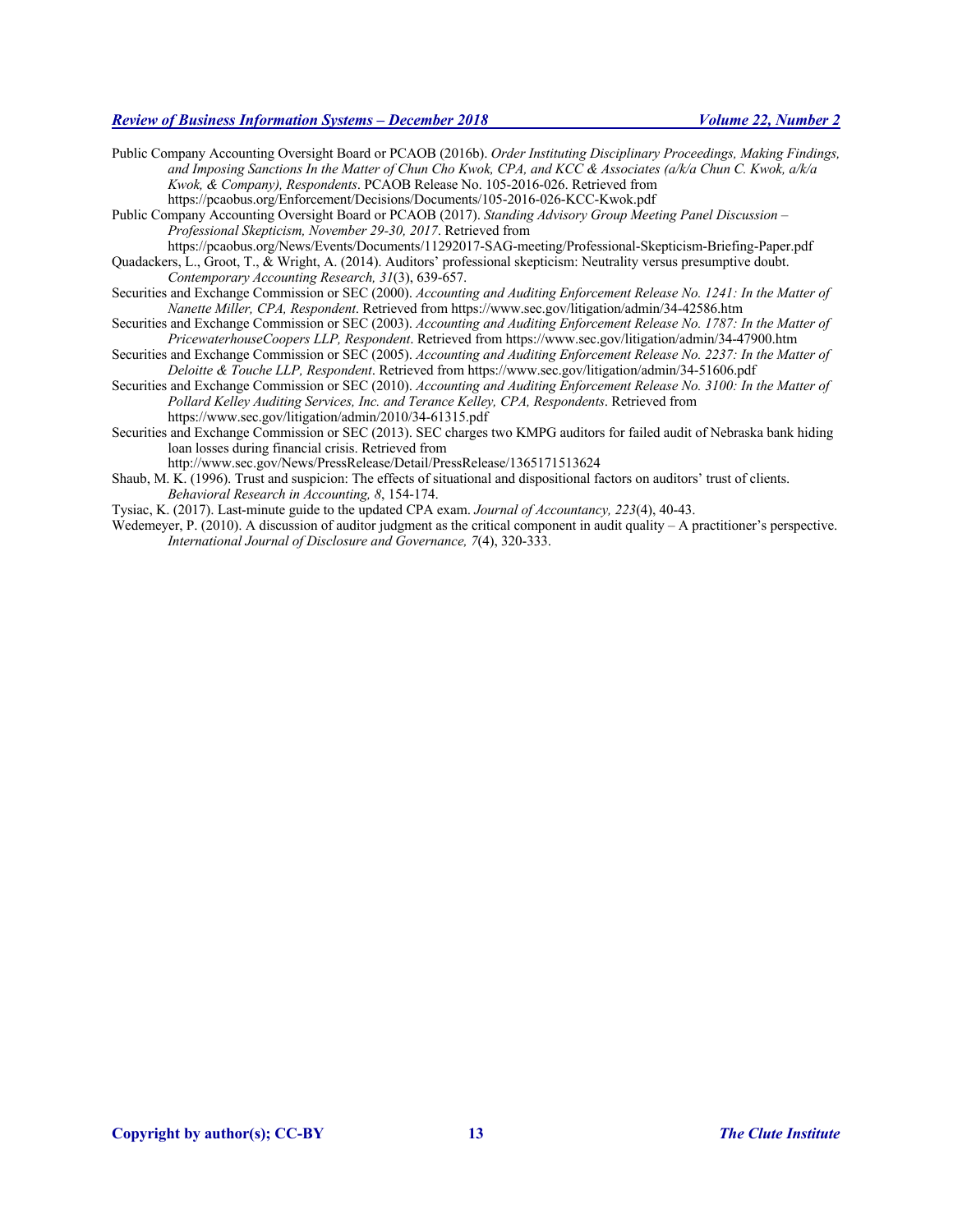Public Company Accounting Oversight Board or PCAOB (2016b). *Order Instituting Disciplinary Proceedings, Making Findings, and Imposing Sanctions In the Matter of Chun Cho Kwok, CPA, and KCC & Associates (a/k/a Chun C. Kwok, a/k/a Kwok, & Company), Respondents*. PCAOB Release No. 105-2016-026. Retrieved from https://pcaobus.org/Enforcement/Decisions/Documents/105-2016-026-KCC-Kwok.pdf

Public Company Accounting Oversight Board or PCAOB (2017). *Standing Advisory Group Meeting Panel Discussion – Professional Skepticism, November 29-30, 2017*. Retrieved from https://pcaobus.org/News/Events/Documents/11292017-SAG-meeting/Professional-Skepticism-Briefing-Paper.pdf

Quadackers, L., Groot, T., & Wright, A. (2014). Auditors' professional skepticism: Neutrality versus presumptive doubt. *Contemporary Accounting Research, 31*(3), 639-657.

Securities and Exchange Commission or SEC (2000). *Accounting and Auditing Enforcement Release No. 1241: In the Matter of Nanette Miller, CPA, Respondent*. Retrieved from https://www.sec.gov/litigation/admin/34-42586.htm

Securities and Exchange Commission or SEC (2003). *Accounting and Auditing Enforcement Release No. 1787: In the Matter of PricewaterhouseCoopers LLP, Respondent*. Retrieved from https://www.sec.gov/litigation/admin/34-47900.htm

Securities and Exchange Commission or SEC (2005). *Accounting and Auditing Enforcement Release No. 2237: In the Matter of Deloitte & Touche LLP, Respondent*. Retrieved from https://www.sec.gov/litigation/admin/34-51606.pdf

Securities and Exchange Commission or SEC (2010). *Accounting and Auditing Enforcement Release No. 3100: In the Matter of Pollard Kelley Auditing Services, Inc. and Terance Kelley, CPA, Respondents*. Retrieved from https://www.sec.gov/litigation/admin/2010/34-61315.pdf

Securities and Exchange Commission or SEC (2013). SEC charges two KMPG auditors for failed audit of Nebraska bank hiding loan losses during financial crisis. Retrieved from http://www.sec.gov/News/PressRelease/Detail/PressRelease/1365171513624

Shaub, M. K. (1996). Trust and suspicion: The effects of situational and dispositional factors on auditors' trust of clients. *Behavioral Research in Accounting, 8*, 154-174.

Tysiac, K. (2017). Last-minute guide to the updated CPA exam. *Journal of Accountancy, 223*(4), 40-43.

Wedemeyer, P. (2010). A discussion of auditor judgment as the critical component in audit quality – A practitioner's perspective. *International Journal of Disclosure and Governance, 7*(4), 320-333.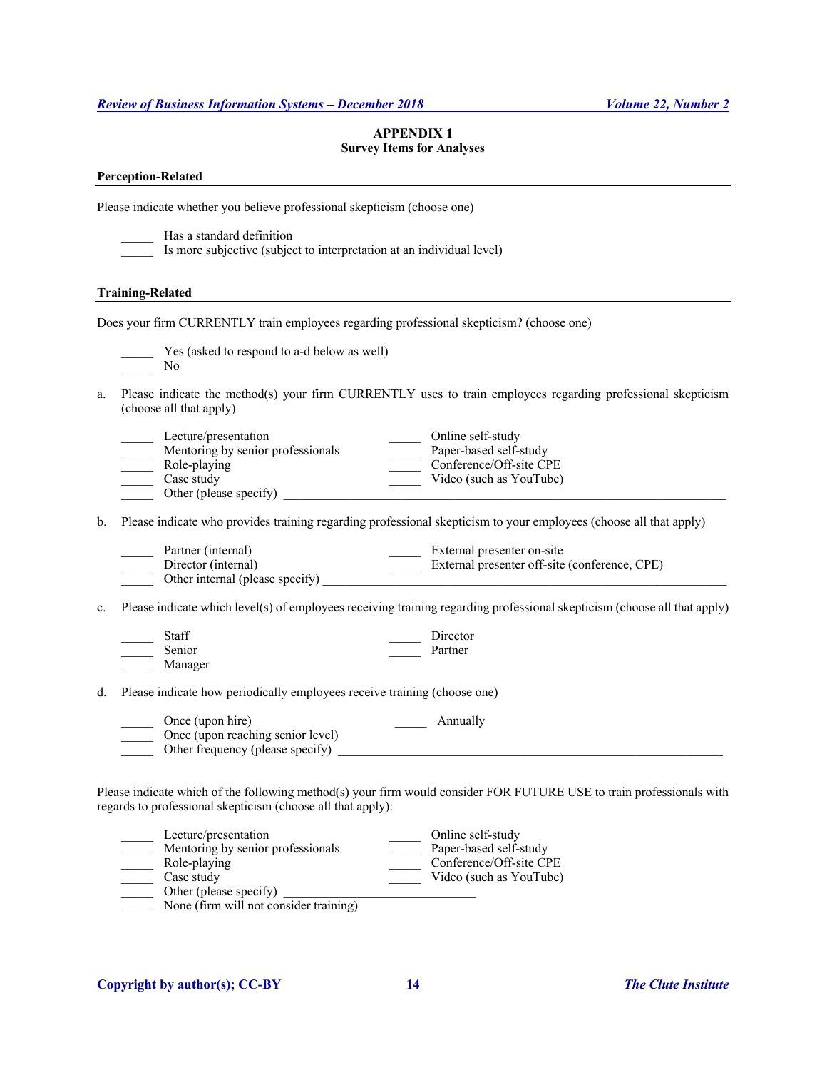# APPENDIX 1
## Survey Items for Analyses

**Perception-Related**

Please indicate whether you believe professional skepticism (choose one)

_____ Has a standard definition
_____ Is more subjective (subject to interpretation at an individual level)

**Training-Related**

Does your firm CURRENTLY train employees regarding professional skepticism? (choose one)

_____ Yes (asked to respond to a-d below as well)
_____ No

a. Please indicate the method(s) your firm CURRENTLY uses to train employees regarding professional skepticism (choose all that apply)

_____ Lecture/presentation
_____ Mentoring by senior professionals
_____ Role-playing
_____ Case study
_____ Online self-study
_____ Paper-based self-study
_____ Conference/Off-site CPE
_____ Video (such as YouTube)
_____ Other (please specify) ___________________________

b. Please indicate who provides training regarding professional skepticism to your employees (choose all that apply)

_____ Partner (internal)
_____ Director (internal)
_____ External presenter on-site
_____ External presenter off-site (conference, CPE)
_____ Other internal (please specify) ___________________________

c. Please indicate which level(s) of employees receiving training regarding professional skepticism (choose all that apply)

_____ Staff
_____ Senior
_____ Manager
_____ Director
_____ Partner

d. Please indicate how periodically employees receive training (choose one)

_____ Once (upon hire)
_____ Once (upon reaching senior level)
_____ Annually
_____ Other frequency (please specify) ___________________________

Please indicate which of the following method(s) your firm would consider FOR FUTURE USE to train professionals with regards to professional skepticism (choose all that apply):

_____ Lecture/presentation
_____ Mentoring by senior professionals
_____ Role-playing
_____ Case study
_____ Online self-study
_____ Paper-based self-study
_____ Conference/Off-site CPE
_____ Video (such as YouTube)
_____ Other (please specify) ___________________________
_____ None (firm will not consider training)